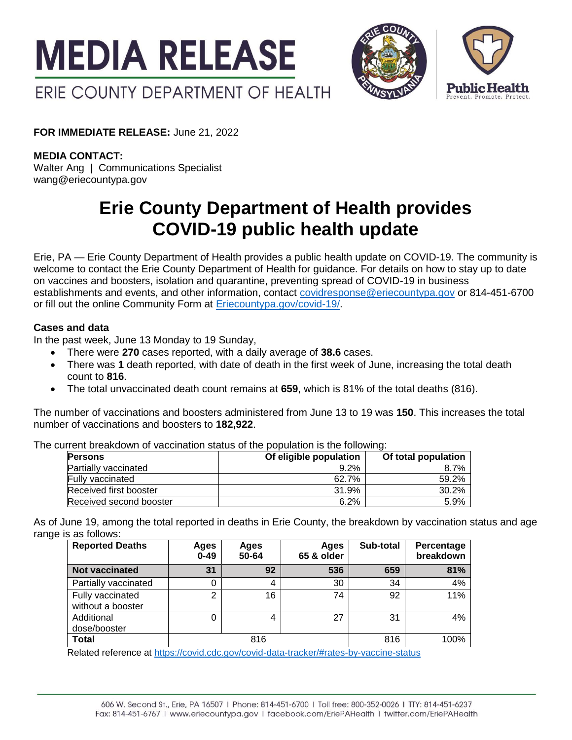# MEDIA RELEASE

ERIE COUNTY DEPARTMENT OF HEALTH

**FOR IMMEDIATE RELEASE:** June 21, 2022

**MEDIA CONTACT:**
Walter Ang | Communications Specialist
wang@eriecountypa.gov

# Erie County Department of Health provides COVID-19 public health update

Erie, PA — Erie County Department of Health provides a public health update on COVID-19. The community is welcome to contact the Erie County Department of Health for guidance. For details on how to stay up to date on vaccines and boosters, isolation and quarantine, preventing spread of COVID-19 in business establishments and events, and other information, contact covidresponse@eriecountypa.gov or 814-451-6700 or fill out the online Community Form at Eriecountypa.gov/covid-19/.

### Cases and data

In the past week, June 13 Monday to 19 Sunday,

- There were **270** cases reported, with a daily average of **38.6** cases.
- There was **1** death reported, with date of death in the first week of June, increasing the total death count to **816**.
- The total unvaccinated death count remains at **659**, which is 81% of the total deaths (816).

The number of vaccinations and boosters administered from June 13 to 19 was **150**. This increases the total number of vaccinations and boosters to **182,922**.

The current breakdown of vaccination status of the population is the following:

| Persons | Of eligible population | Of total population |
|---|---|---|
| Partially vaccinated | 9.2% | 8.7% |
| Fully vaccinated | 62.7% | 59.2% |
| Received first booster | 31.9% | 30.2% |
| Received second booster | 6.2% | 5.9% |

As of June 19, among the total reported in deaths in Erie County, the breakdown by vaccination status and age range is as follows:

| Reported Deaths | Ages 0-49 | Ages 50-64 | Ages 65 & older | Sub-total | Percentage breakdown |
|---|---|---|---|---|---|
| **Not vaccinated** | **31** | **92** | **536** | **659** | **81%** |
| Partially vaccinated | 0 | 4 | 30 | 34 | 4% |
| Fully vaccinated without a booster | 2 | 16 | 74 | 92 | 11% |
| Additional dose/booster | 0 | 4 | 27 | 31 | 4% |
| **Total** | 816 | | | 816 | 100% |

Related reference at https://covid.cdc.gov/covid-data-tracker/#rates-by-vaccine-status

606 W. Second St., Erie, PA 16507 | Phone: 814-451-6700 | Toll free: 800-352-0026 | TTY: 814-451-6237
Fax: 814-451-6767 | www.eriecountypa.gov | facebook.com/EriePAHealth | twitter.com/EriePAHealth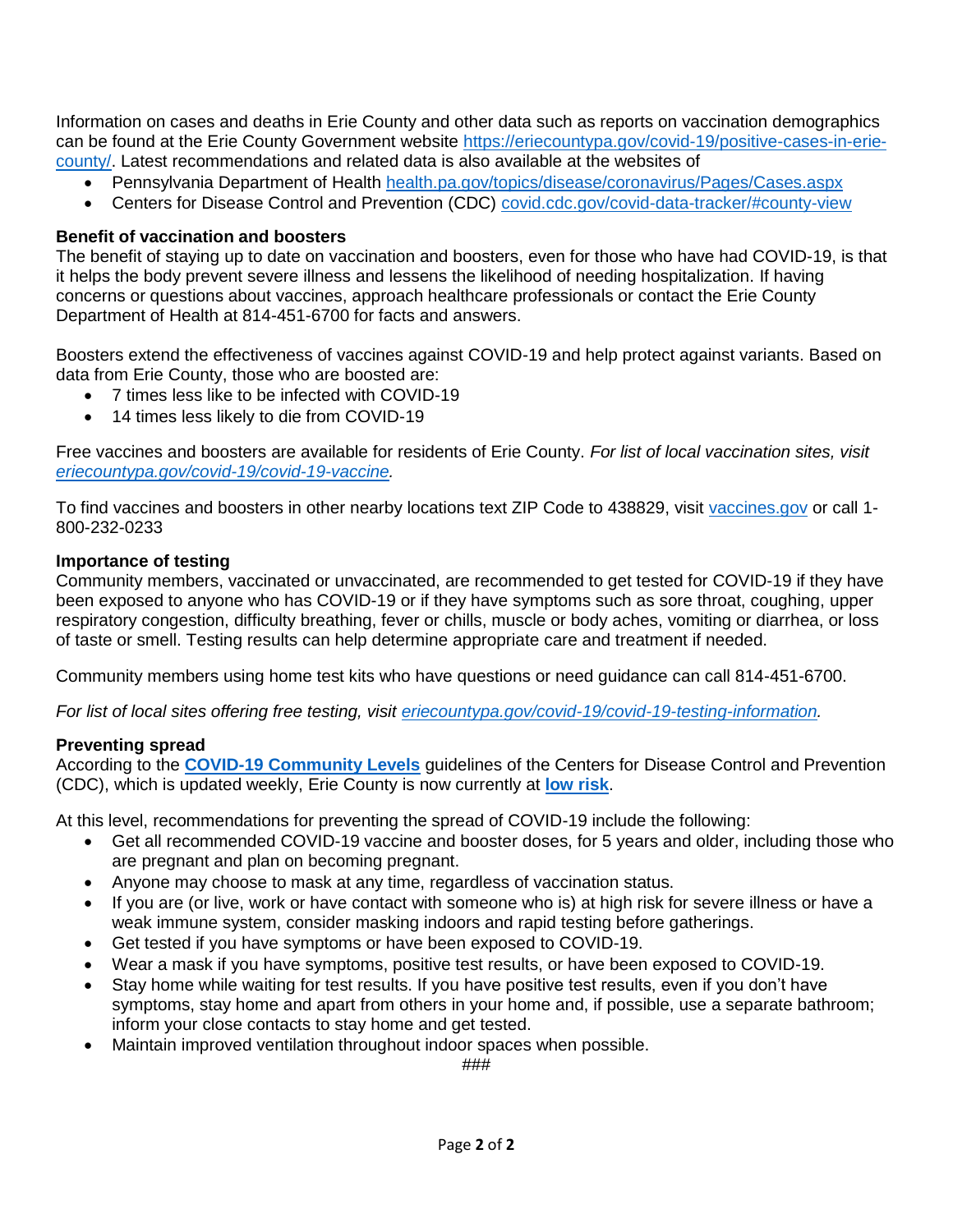Information on cases and deaths in Erie County and other data such as reports on vaccination demographics can be found at the Erie County Government website [https://eriecountypa.gov/covid-19/positive-cases-in-erie-county/](https://eriecountypa.gov/covid-19/positive-cases-in-erie-county/). Latest recommendations and related data is also available at the websites of

- Pennsylvania Department of Health [health.pa.gov/topics/disease/coronavirus/Pages/Cases.aspx](https://health.pa.gov/topics/disease/coronavirus/Pages/Cases.aspx)
- Centers for Disease Control and Prevention (CDC) [covid.cdc.gov/covid-data-tracker/#county-view](https://covid.cdc.gov/covid-data-tracker/#county-view)

**Benefit of vaccination and boosters**

The benefit of staying up to date on vaccination and boosters, even for those who have had COVID-19, is that it helps the body prevent severe illness and lessens the likelihood of needing hospitalization. If having concerns or questions about vaccines, approach healthcare professionals or contact the Erie County Department of Health at 814-451-6700 for facts and answers.

Boosters extend the effectiveness of vaccines against COVID-19 and help protect against variants. Based on data from Erie County, those who are boosted are:

- 7 times less like to be infected with COVID-19
- 14 times less likely to die from COVID-19

Free vaccines and boosters are available for residents of Erie County. *For list of local vaccination sites, visit [eriecountypa.gov/covid-19/covid-19-vaccine](https://eriecountypa.gov/covid-19/covid-19-vaccine).*

To find vaccines and boosters in other nearby locations text ZIP Code to 438829, visit [vaccines.gov](https://vaccines.gov) or call 1-800-232-0233

**Importance of testing**

Community members, vaccinated or unvaccinated, are recommended to get tested for COVID-19 if they have been exposed to anyone who has COVID-19 or if they have symptoms such as sore throat, coughing, upper respiratory congestion, difficulty breathing, fever or chills, muscle or body aches, vomiting or diarrhea, or loss of taste or smell. Testing results can help determine appropriate care and treatment if needed.

Community members using home test kits who have questions or need guidance can call 814-451-6700.

*For list of local sites offering free testing, visit [eriecountypa.gov/covid-19/covid-19-testing-information](https://eriecountypa.gov/covid-19/covid-19-testing-information).*

**Preventing spread**

According to the **[COVID-19 Community Levels](#)** guidelines of the Centers for Disease Control and Prevention (CDC), which is updated weekly, Erie County is now currently at **[low risk](#)**.

At this level, recommendations for preventing the spread of COVID-19 include the following:

- Get all recommended COVID-19 vaccine and booster doses, for 5 years and older, including those who are pregnant and plan on becoming pregnant.
- Anyone may choose to mask at any time, regardless of vaccination status.
- If you are (or live, work or have contact with someone who is) at high risk for severe illness or have a weak immune system, consider masking indoors and rapid testing before gatherings.
- Get tested if you have symptoms or have been exposed to COVID-19.
- Wear a mask if you have symptoms, positive test results, or have been exposed to COVID-19.
- Stay home while waiting for test results. If you have positive test results, even if you don't have symptoms, stay home and apart from others in your home and, if possible, use a separate bathroom; inform your close contacts to stay home and get tested.
- Maintain improved ventilation throughout indoor spaces when possible.

###